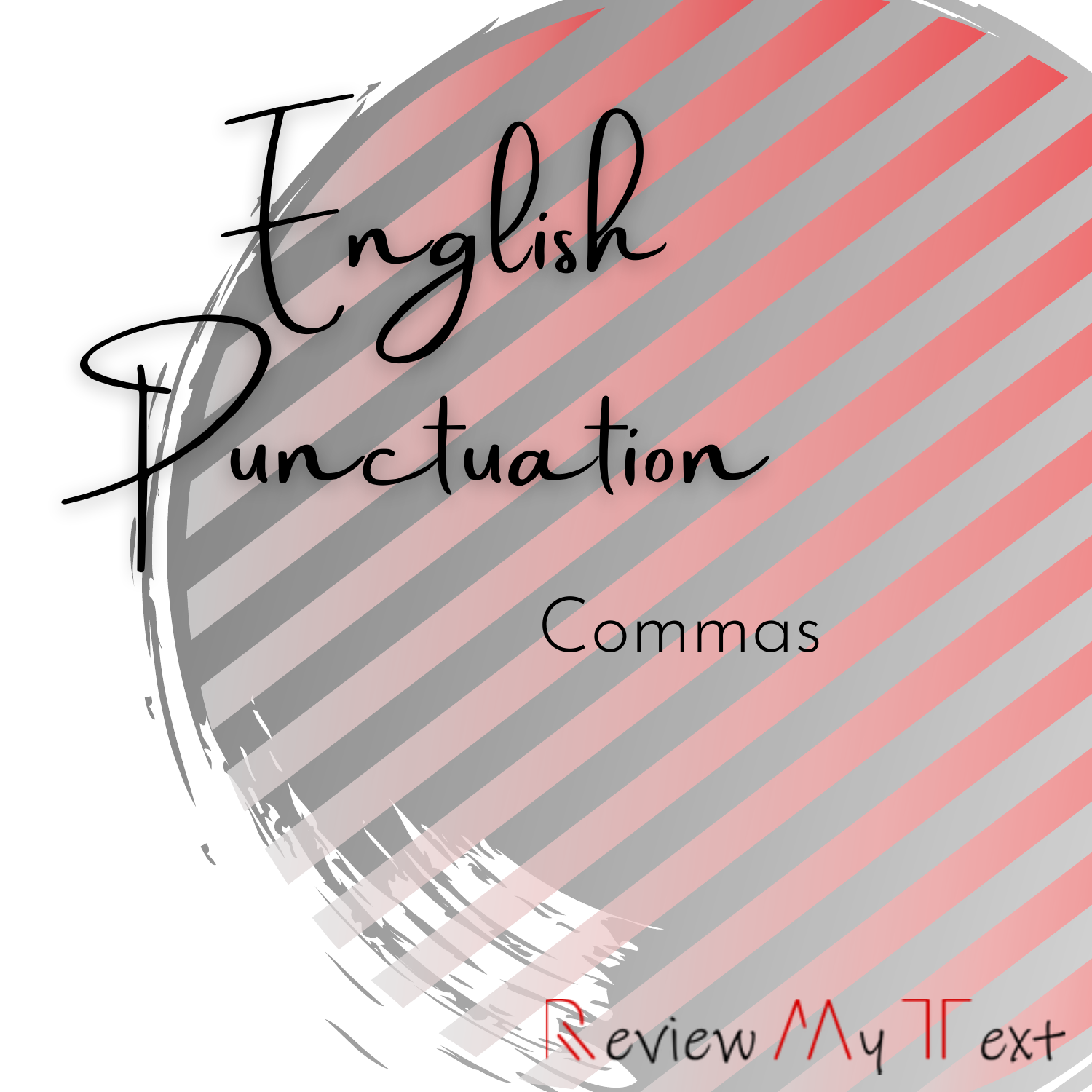# English Punctuation

## Commas

Review My Text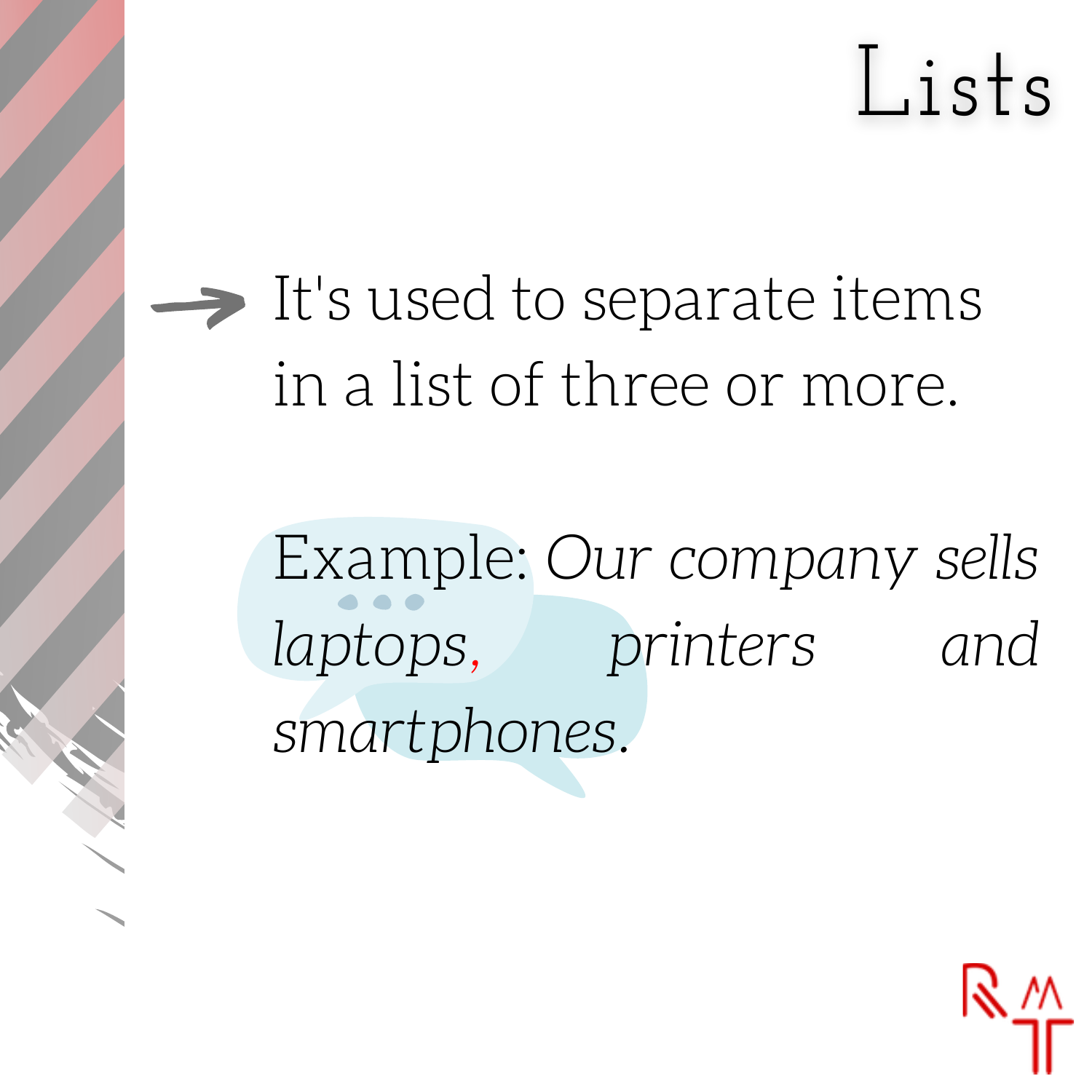# Lists

→ It's used to separate items in a list of three or more.

Example: *Our company sells laptops, printers and smartphones.*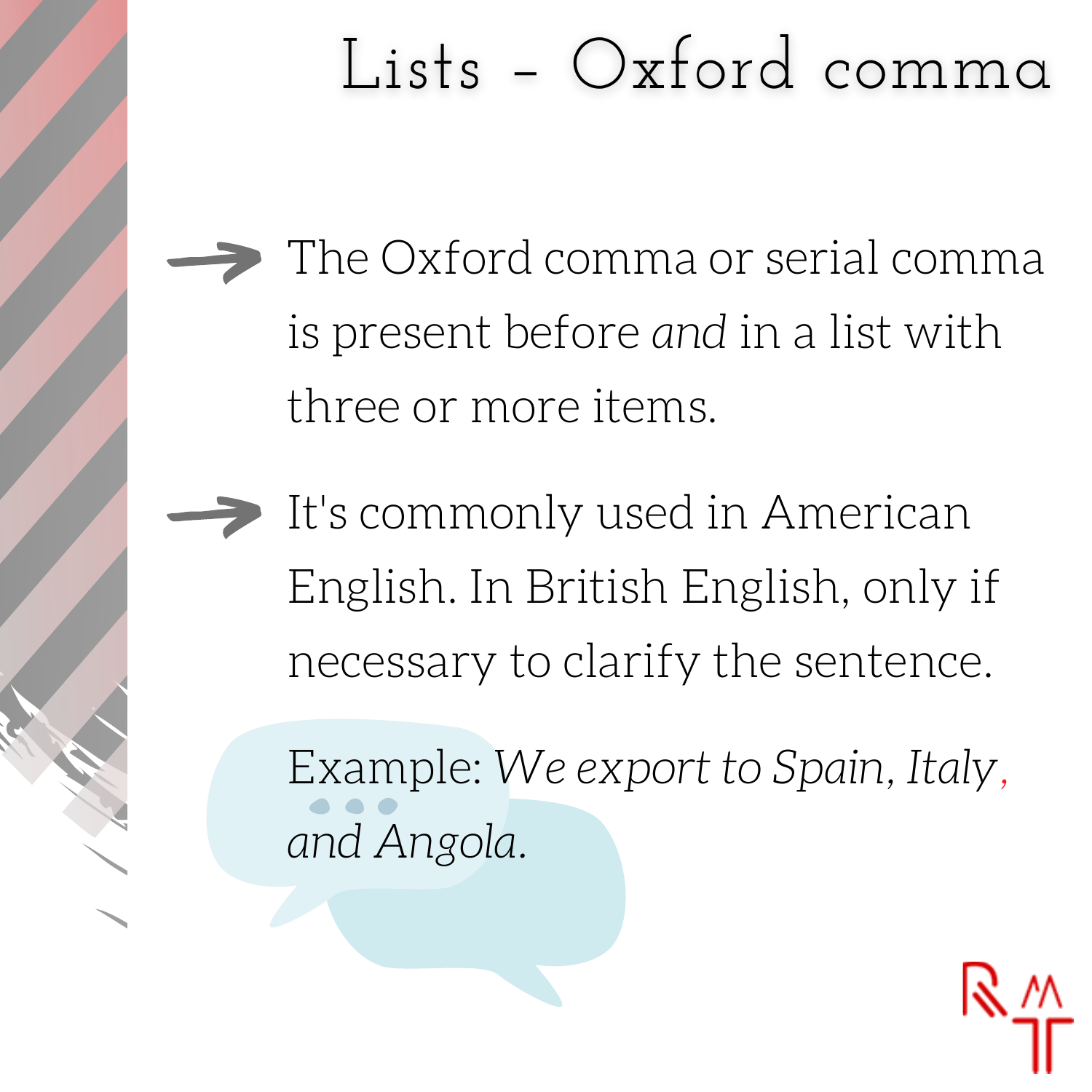# Lists – Oxford comma

- The Oxford comma or serial comma is present before *and* in a list with three or more items.
- It's commonly used in American English. In British English, only if necessary to clarify the sentence.

Example: *We export to Spain, Italy, and Angola.*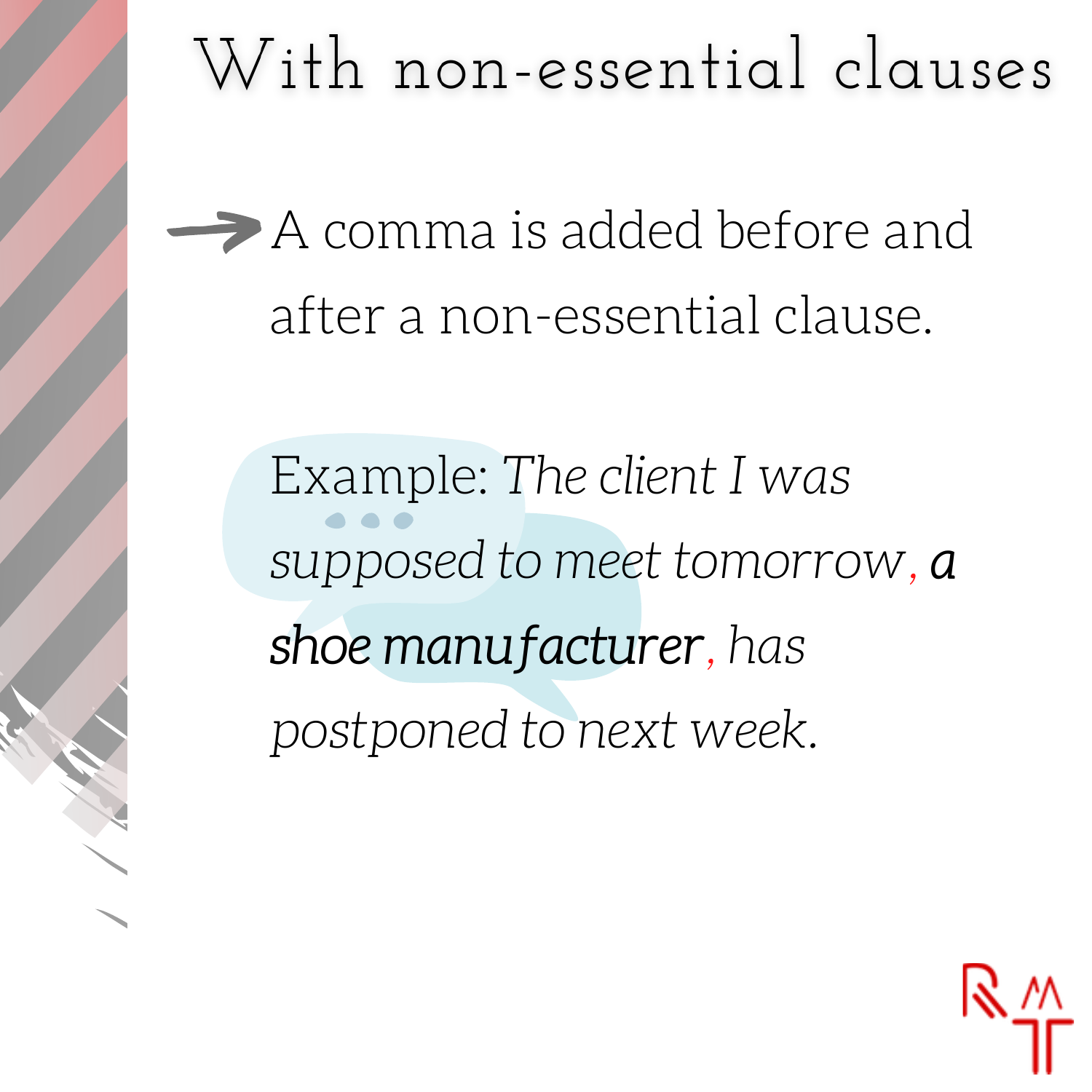# With non-essential clauses

A comma is added before and after a non-essential clause.

Example: *The client I was supposed to meet tomorrow, **a shoe manufacturer**, has postponed to next week.*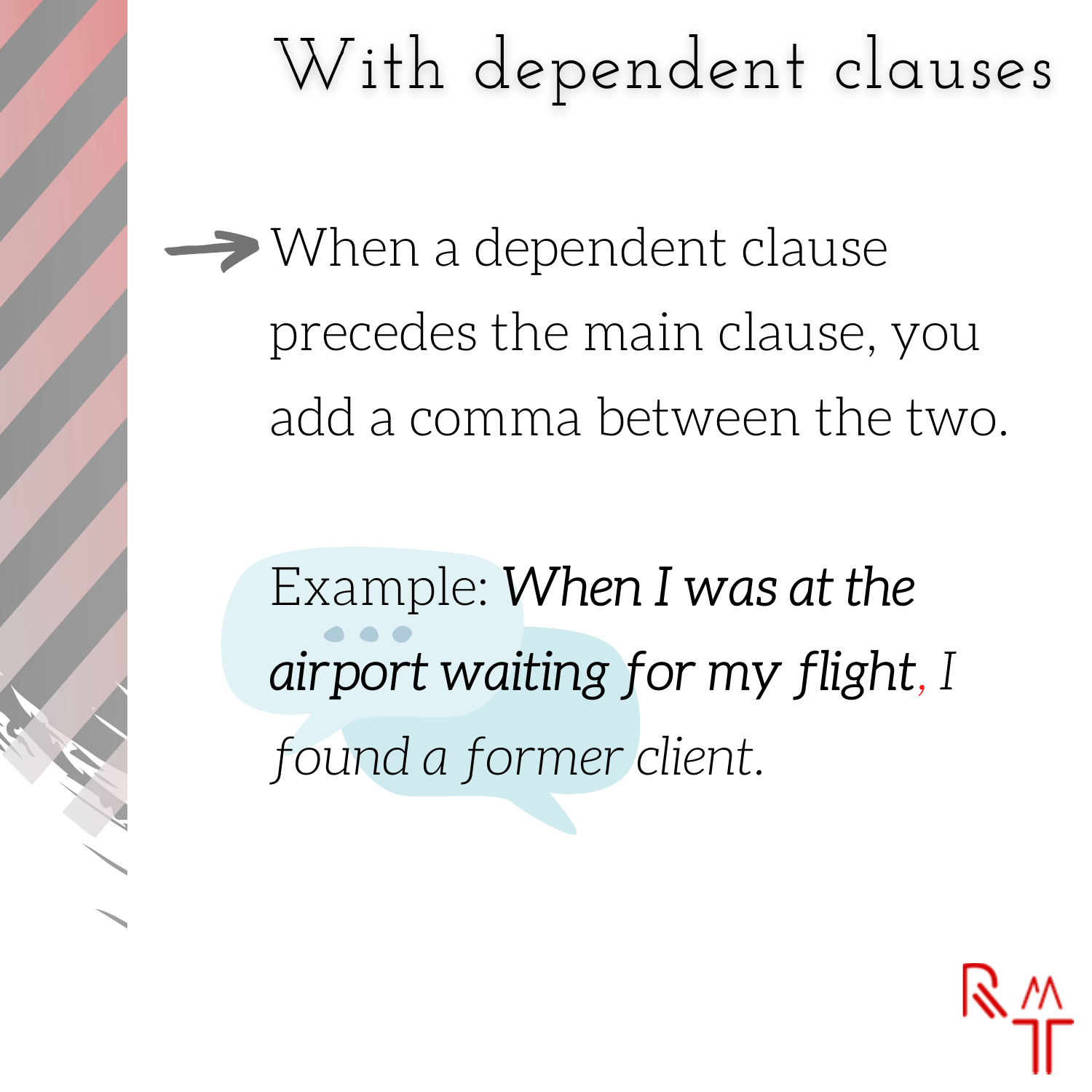# With dependent clauses

→ When a dependent clause precedes the main clause, you add a comma between the two.

Example: ***When I was at the airport waiting for my flight***, *I found a former client.*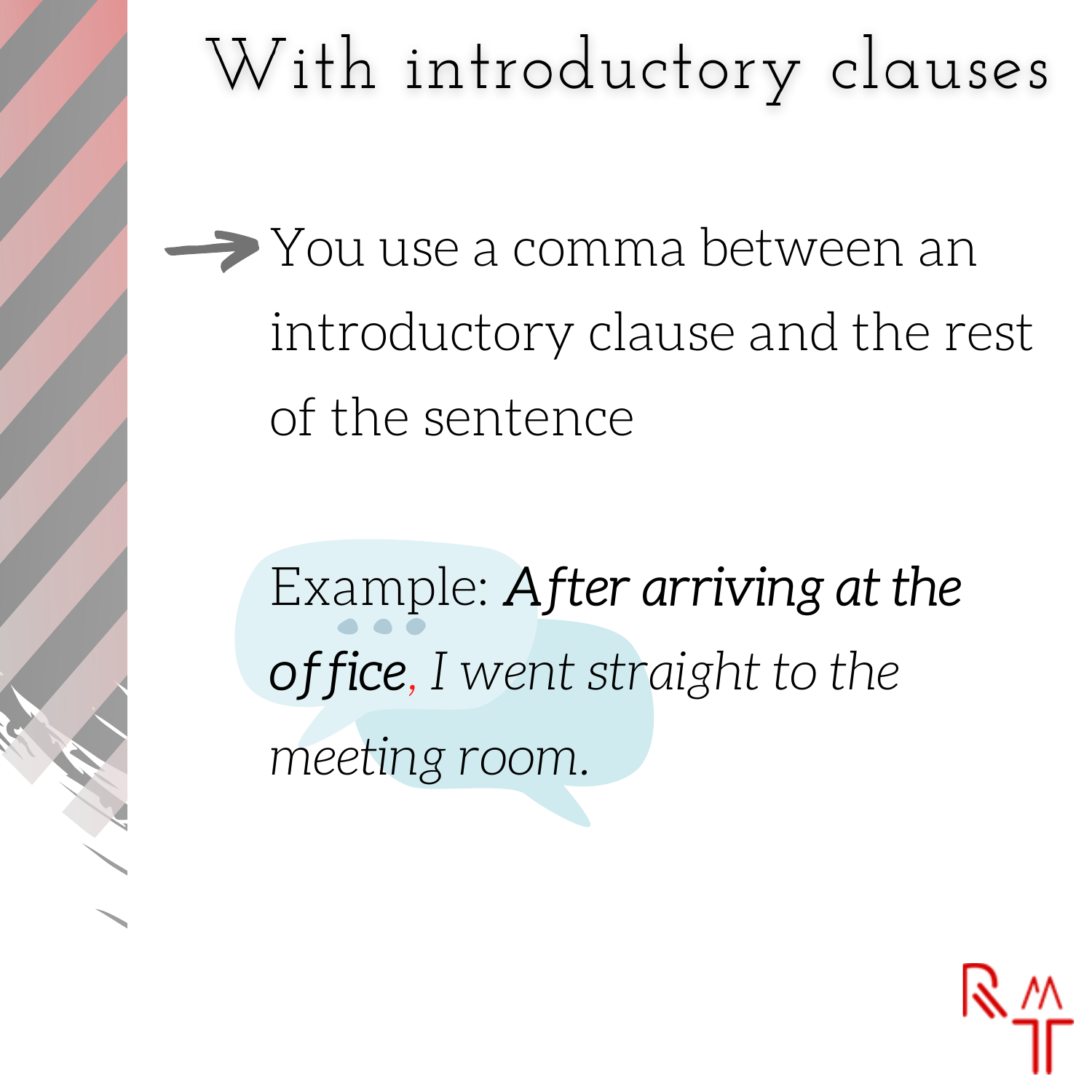# With introductory clauses

→ You use a comma between an introductory clause and the rest of the sentence

Example: ***After arriving at the office****, I went straight to the meeting room.*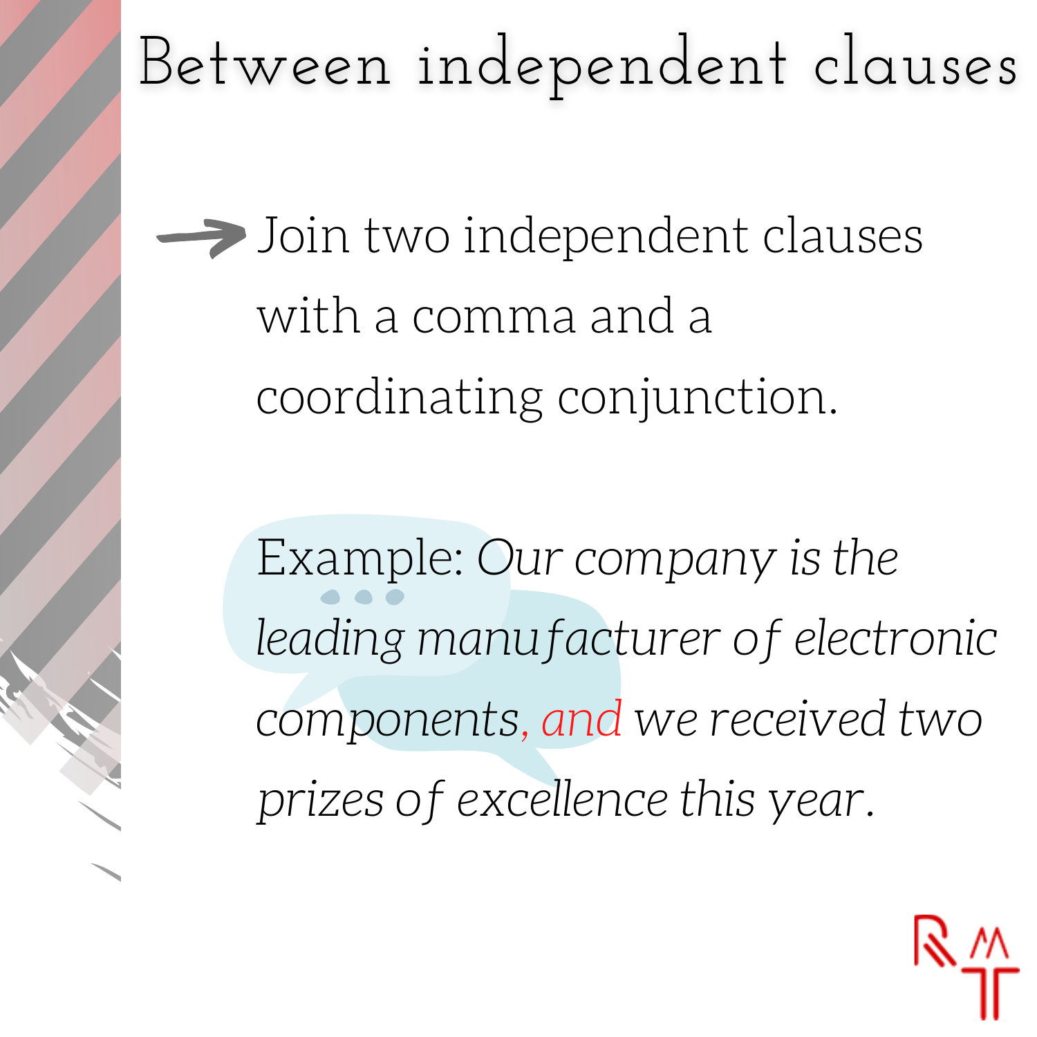# Between independent clauses

→ Join two independent clauses with a comma and a coordinating conjunction.

Example: *Our company is the leading manufacturer of electronic components, and we received two prizes of excellence this year.*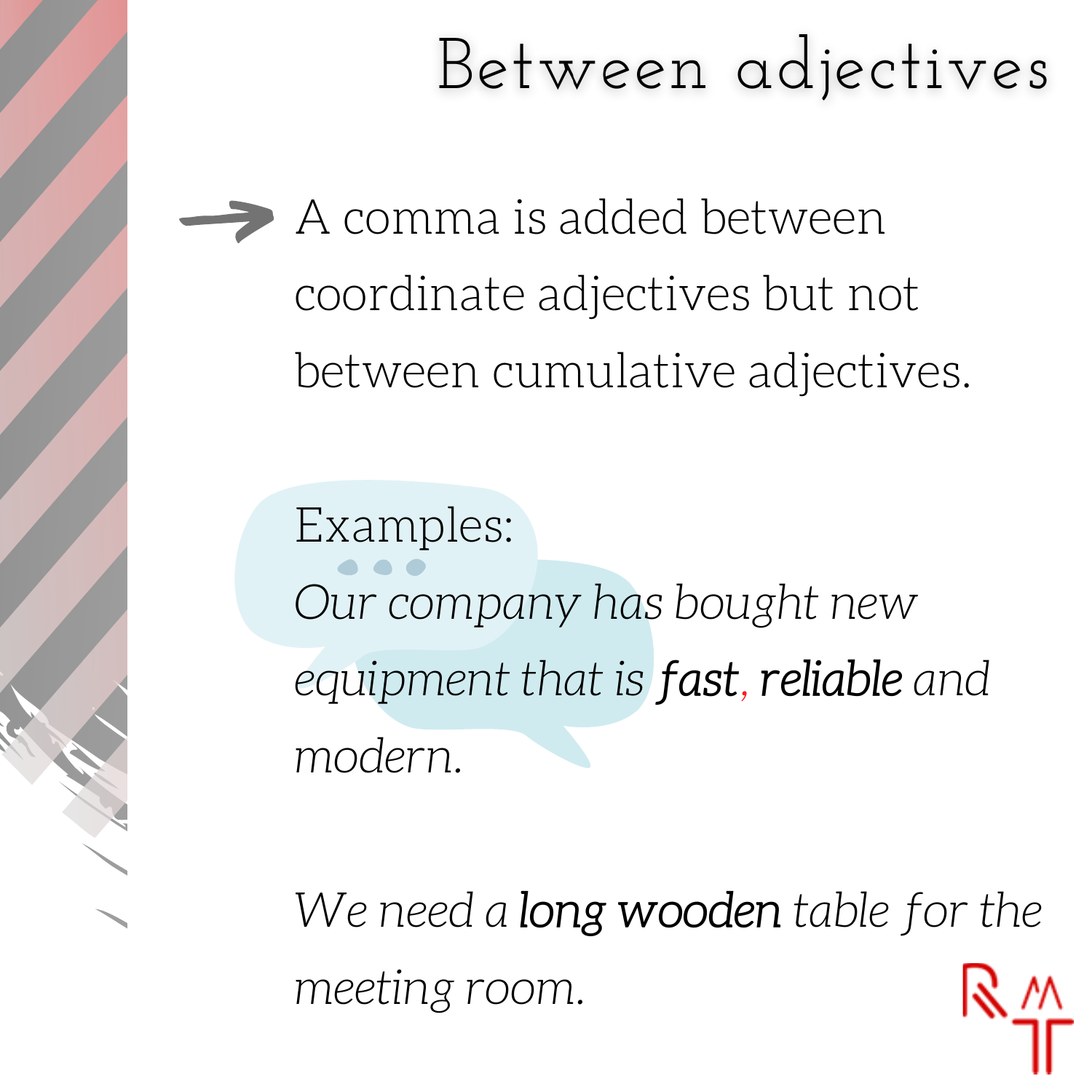# Between adjectives

A comma is added between coordinate adjectives but not between cumulative adjectives.

Examples:

*Our company has bought new equipment that is* ***fast****,* ***reliable*** *and modern.*

*We need a* ***long wooden*** *table for the meeting room.*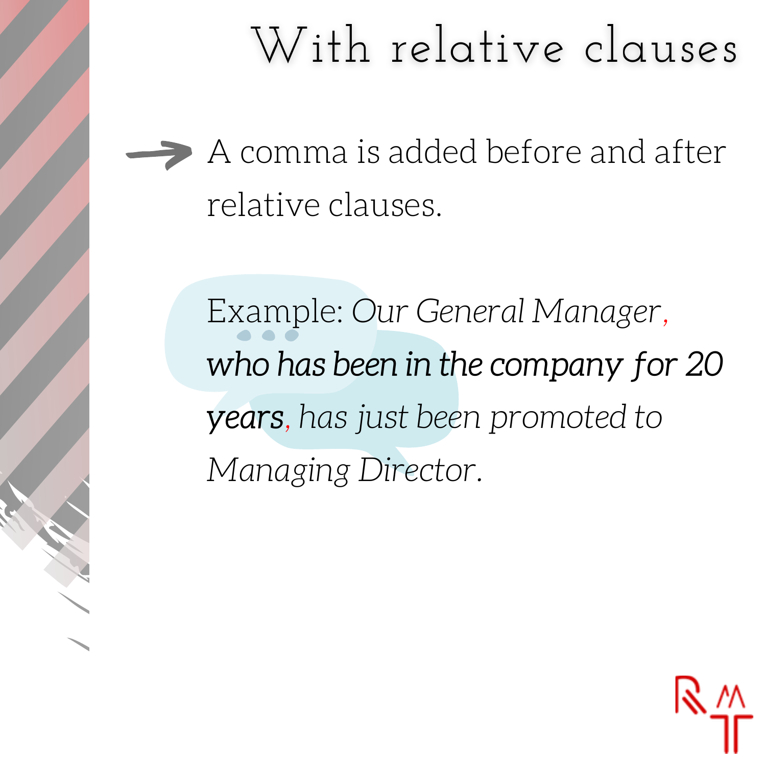# With relative clauses

→ A comma is added before and after relative clauses.

Example: *Our General Manager, **who has been in the company for 20 years**, has just been promoted to Managing Director.*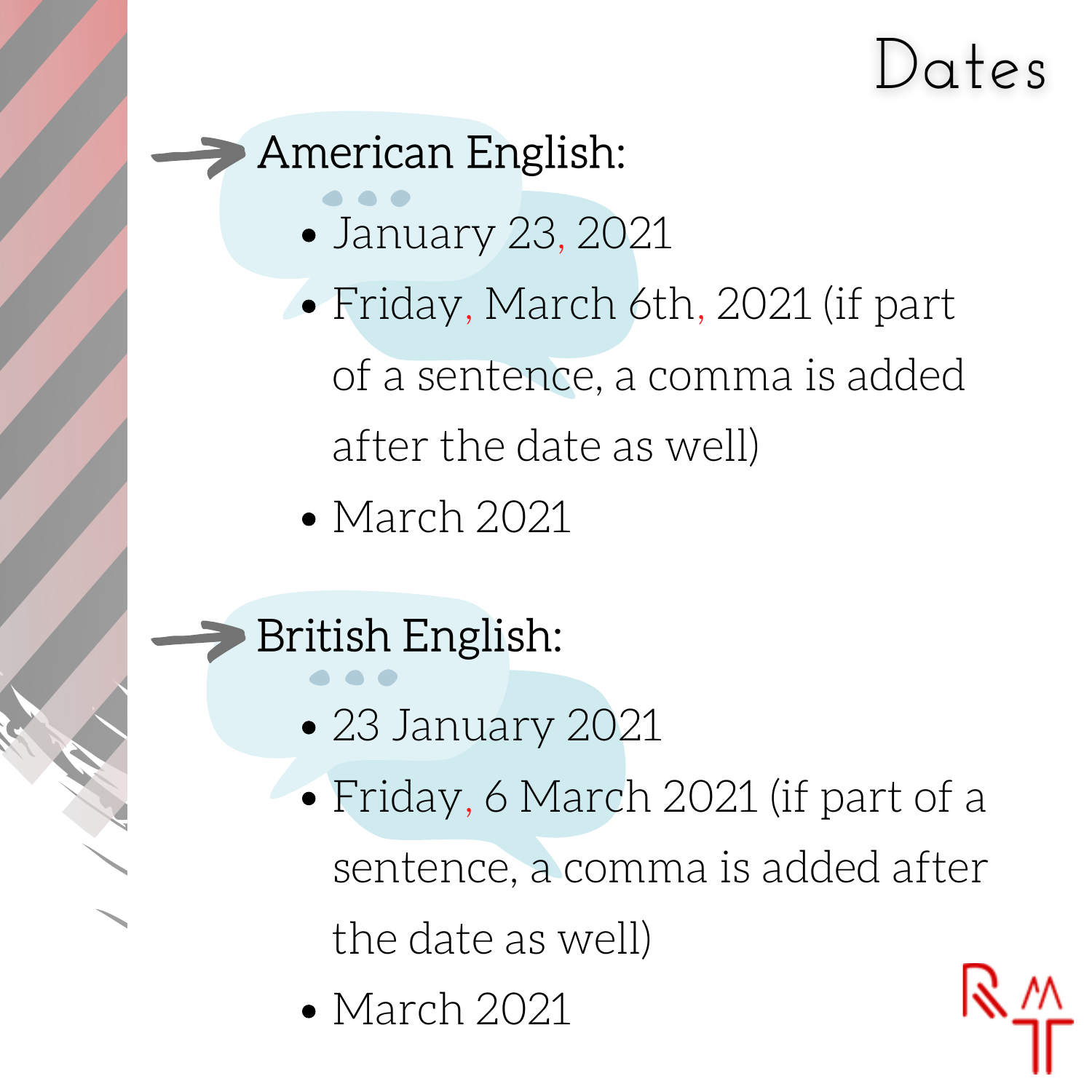# Dates

## American English:

- January 23, 2021
- Friday, March 6th, 2021 (if part of a sentence, a comma is added after the date as well)
- March 2021

## British English:

- 23 January 2021
- Friday, 6 March 2021 (if part of a sentence, a comma is added after the date as well)
- March 2021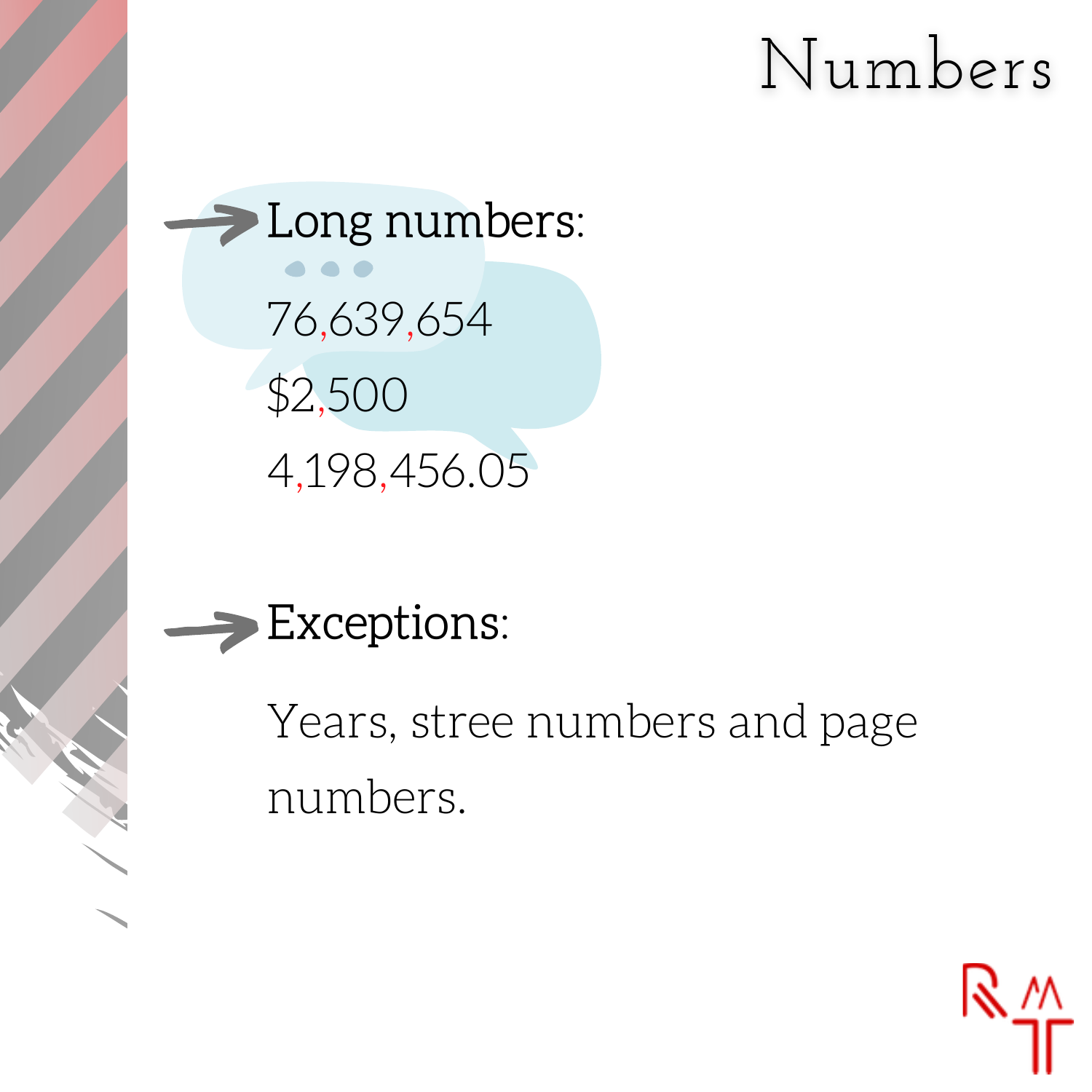# Numbers

**Long numbers:**

76,639,654

$2,500

4,198,456.05

**Exceptions:**

Years, stree numbers and page numbers.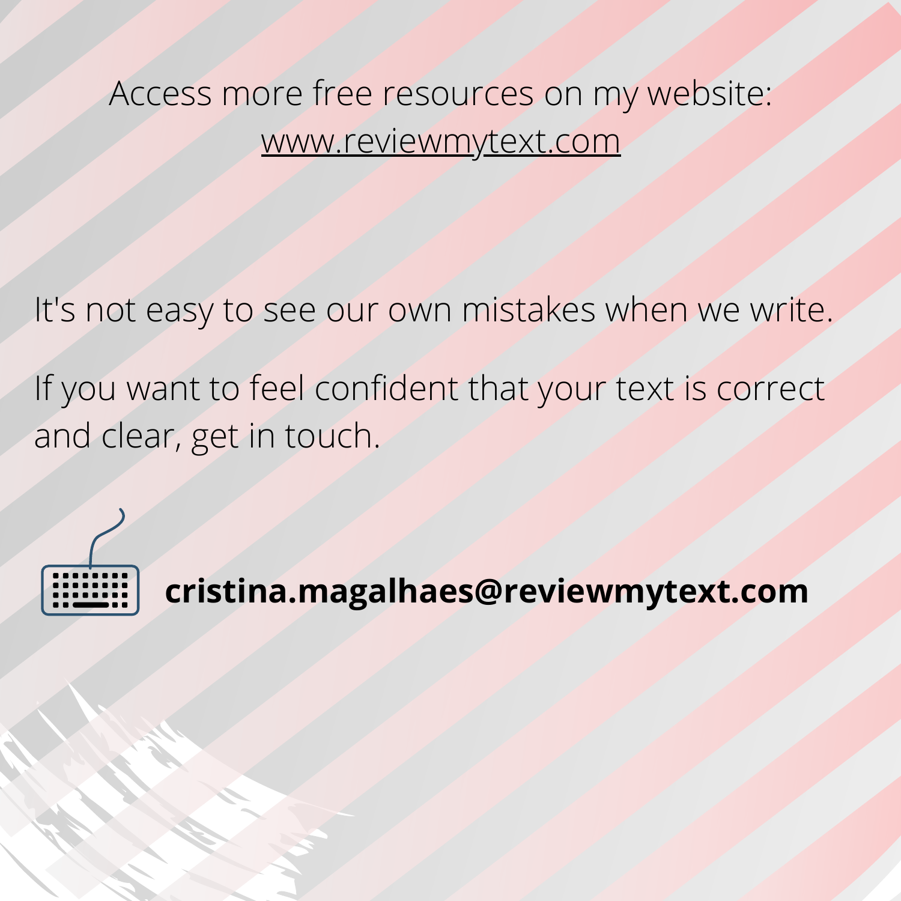Access more free resources on my website:
www.reviewmytext.com

It's not easy to see our own mistakes when we write.

If you want to feel confident that your text is correct and clear, get in touch.

**cristina.magalhaes@reviewmytext.com**